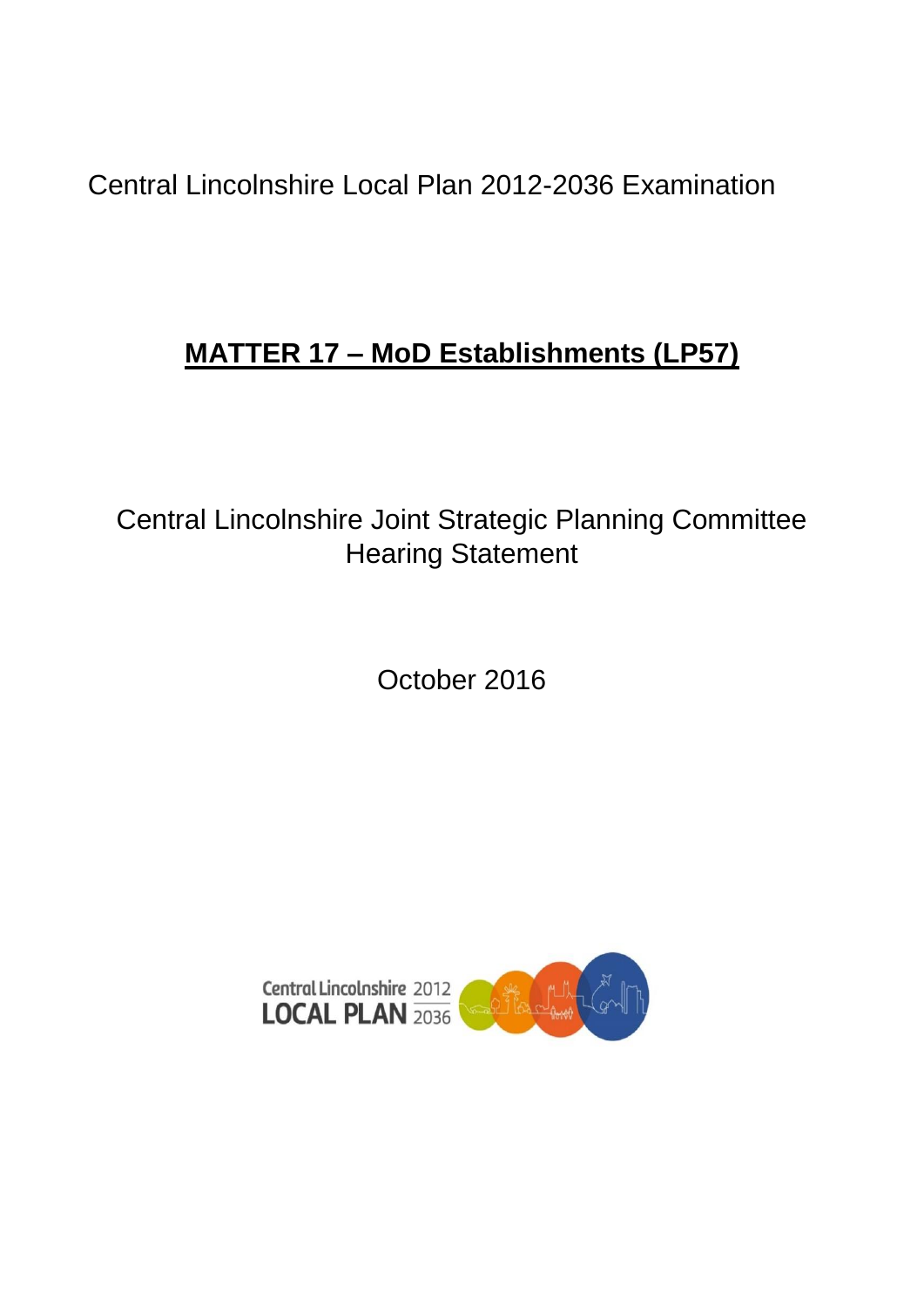Central Lincolnshire Local Plan 2012-2036 Examination

# MATTER 17 – MoD Establishments (LP57)

Central Lincolnshire Joint Strategic Planning Committee Hearing Statement

October 2016

Central Lincolnshire 2012
LOCAL PLAN 2036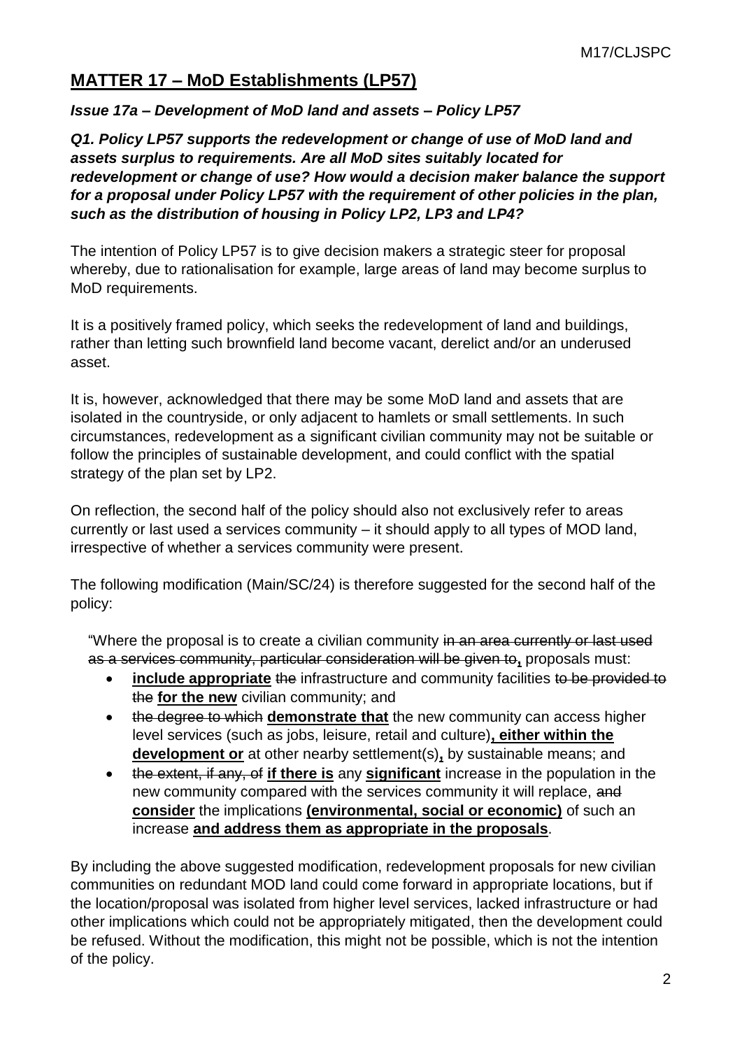## MATTER 17 – MoD Establishments (LP57)

***Issue 17a – Development of MoD land and assets – Policy LP57***

***Q1. Policy LP57 supports the redevelopment or change of use of MoD land and assets surplus to requirements. Are all MoD sites suitably located for redevelopment or change of use? How would a decision maker balance the support for a proposal under Policy LP57 with the requirement of other policies in the plan, such as the distribution of housing in Policy LP2, LP3 and LP4?***

The intention of Policy LP57 is to give decision makers a strategic steer for proposal whereby, due to rationalisation for example, large areas of land may become surplus to MoD requirements.

It is a positively framed policy, which seeks the redevelopment of land and buildings, rather than letting such brownfield land become vacant, derelict and/or an underused asset.

It is, however, acknowledged that there may be some MoD land and assets that are isolated in the countryside, or only adjacent to hamlets or small settlements. In such circumstances, redevelopment as a significant civilian community may not be suitable or follow the principles of sustainable development, and could conflict with the spatial strategy of the plan set by LP2.

On reflection, the second half of the policy should also not exclusively refer to areas currently or last used a services community – it should apply to all types of MOD land, irrespective of whether a services community were present.

The following modification (Main/SC/24) is therefore suggested for the second half of the policy:

> "Where the proposal is to create a civilian community ~~in an area currently or last used as a services community, particular consideration will be given to~~**,** proposals must:
>
> - **include appropriate** ~~the~~ infrastructure and community facilities ~~to be provided to the~~ **for the new** civilian community; and
> - ~~the degree to which~~ **demonstrate that** the new community can access higher level services (such as jobs, leisure, retail and culture)**, either within the development or** at other nearby settlement(s)**,** by sustainable means; and
> - ~~the extent, if any, of~~ **if there is** any **significant** increase in the population in the new community compared with the services community it will replace, ~~and~~ **consider** the implications **(environmental, social or economic)** of such an increase **and address them as appropriate in the proposals**.

By including the above suggested modification, redevelopment proposals for new civilian communities on redundant MOD land could come forward in appropriate locations, but if the location/proposal was isolated from higher level services, lacked infrastructure or had other implications which could not be appropriately mitigated, then the development could be refused. Without the modification, this might not be possible, which is not the intention of the policy.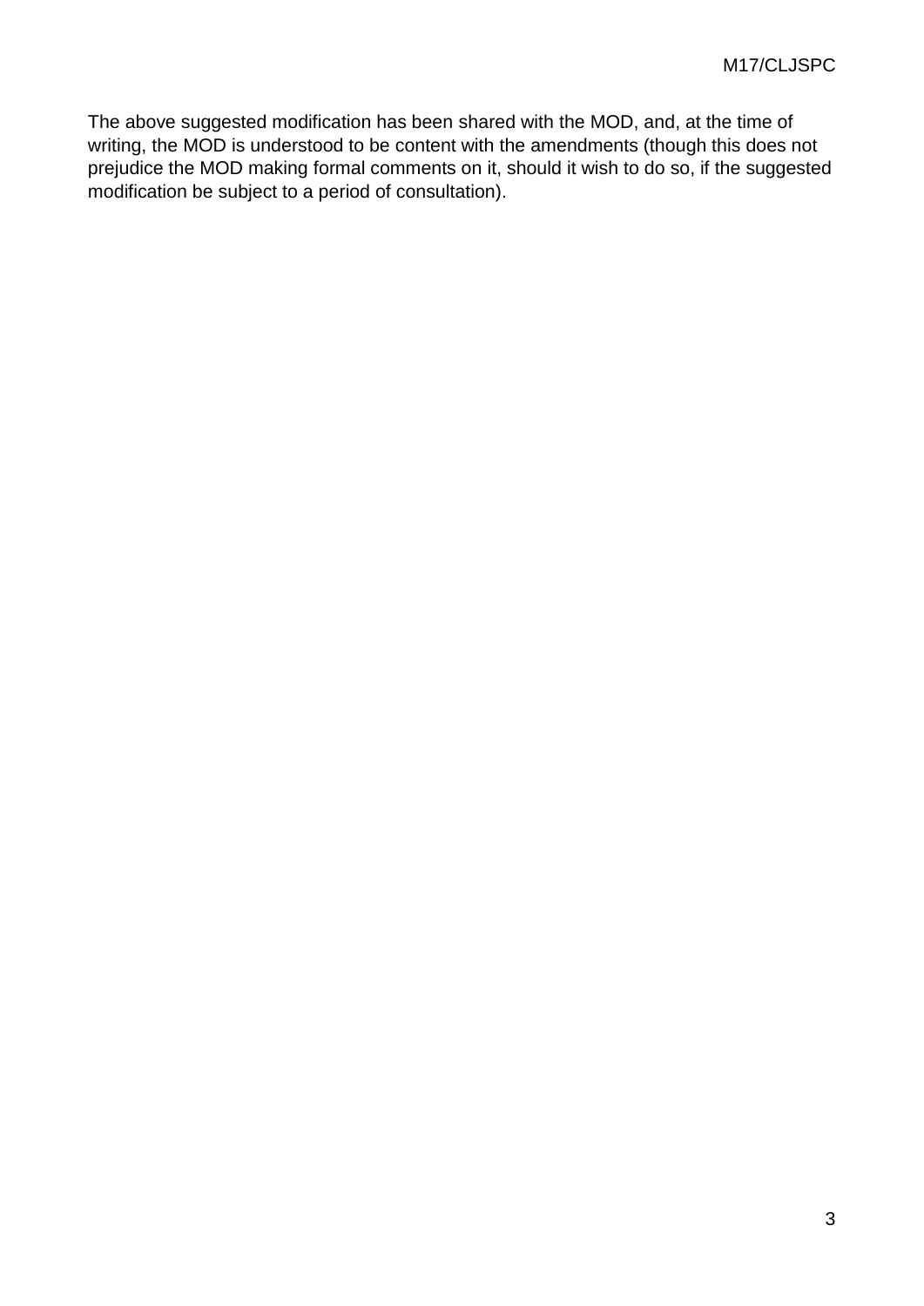The above suggested modification has been shared with the MOD, and, at the time of writing, the MOD is understood to be content with the amendments (though this does not prejudice the MOD making formal comments on it, should it wish to do so, if the suggested modification be subject to a period of consultation).